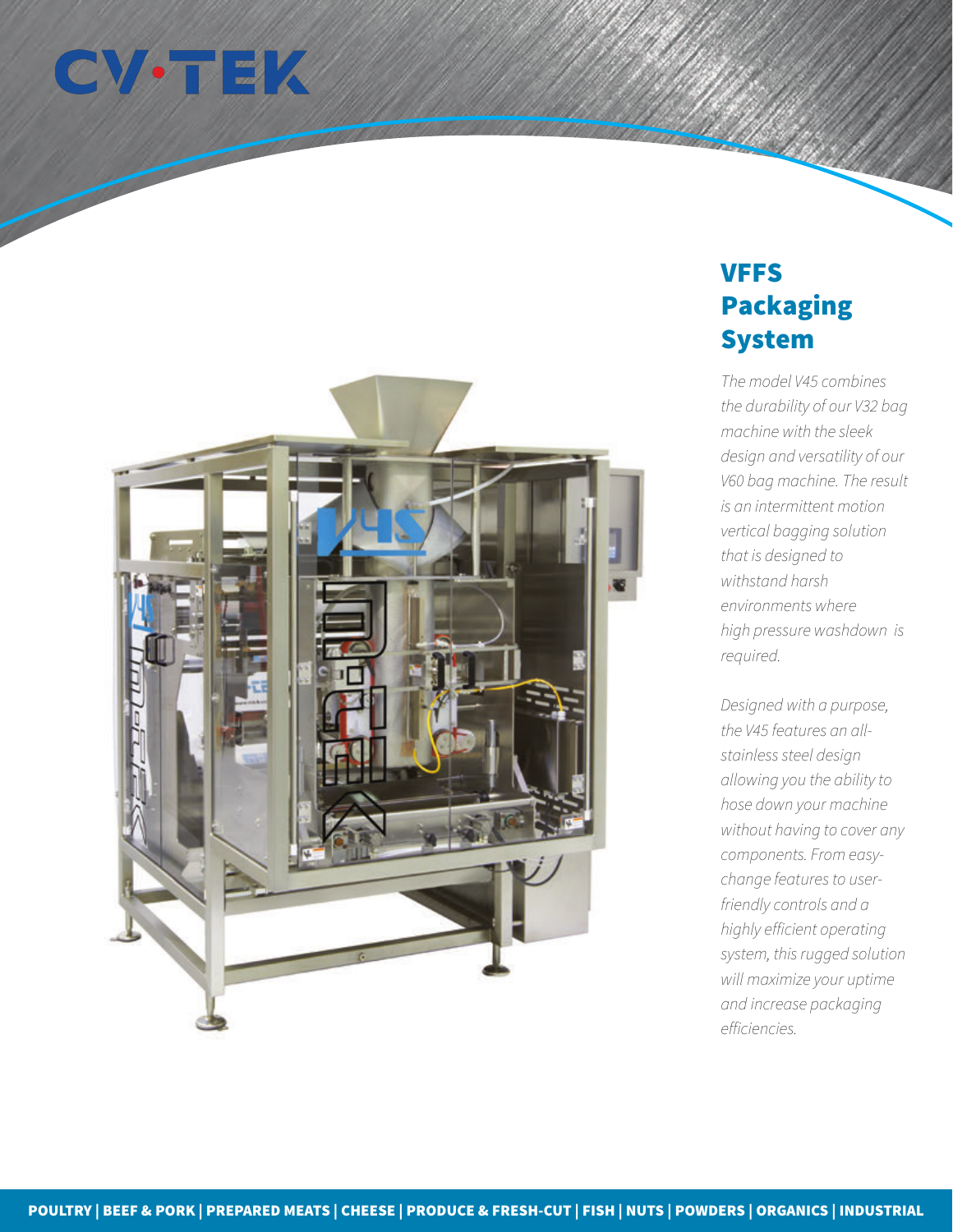# CV·TEK

## VFFS Packaging System

*The model V45 combines the durability of our V32 bag machine with the sleek design and versatility of our V60 bag machine. The result is an intermittent motion vertical bagging solution that is designed to withstand harsh environments where high pressure washdown is required.*

*Designed with a purpose, the V45 features an all-stainless steel design allowing you the ability to hose down your machine without having to cover any components. From easy-change features to user-friendly controls and a highly efficient operating system, this rugged solution will maximize your uptime and increase packaging efficiencies.*

**POULTRY | BEEF & PORK | PREPARED MEATS | CHEESE | PRODUCE & FRESH-CUT | FISH | NUTS | POWDERS | ORGANICS | INDUSTRIAL**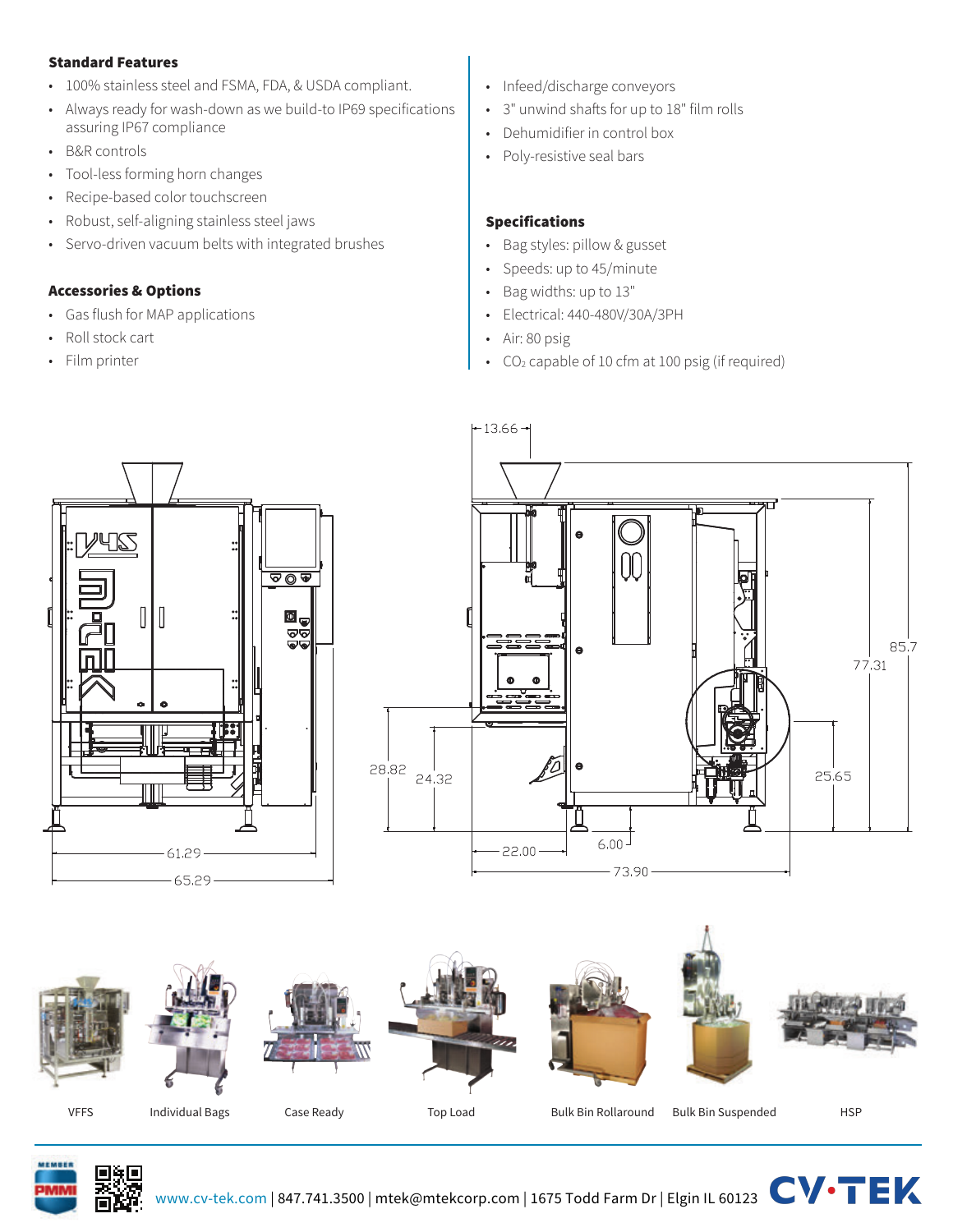### Standard Features

- 100% stainless steel and FSMA, FDA, & USDA compliant.
- Always ready for wash-down as we build-to IP69 specifications assuring IP67 compliance
- B&R controls
- Tool-less forming horn changes
- Recipe-based color touchscreen
- Robust, self-aligning stainless steel jaws
- Servo-driven vacuum belts with integrated brushes
- Infeed/discharge conveyors
- 3" unwind shafts for up to 18" film rolls
- Dehumidifier in control box
- Poly-resistive seal bars

### Accessories & Options

- Gas flush for MAP applications
- Roll stock cart
- Film printer

### Specifications

- Bag styles: pillow & gusset
- Speeds: up to 45/minute
- Bag widths: up to 13"
- Electrical: 440-480V/30A/3PH
- Air: 80 psig
- $CO_2$ capable of 10 cfm at 100 psig (if required)

61.29
65.29
13.66
85.7
77.31
28.82
24.32
25.65
22.00
6.00
73.90

VFFS

Individual Bags

Case Ready

Top Load

Bulk Bin Rollaround

Bulk Bin Suspended

HSP

www.cv-tek.com | 847.741.3500 | mtek@mtekcorp.com | 1675 Todd Farm Dr | Elgin IL 60123